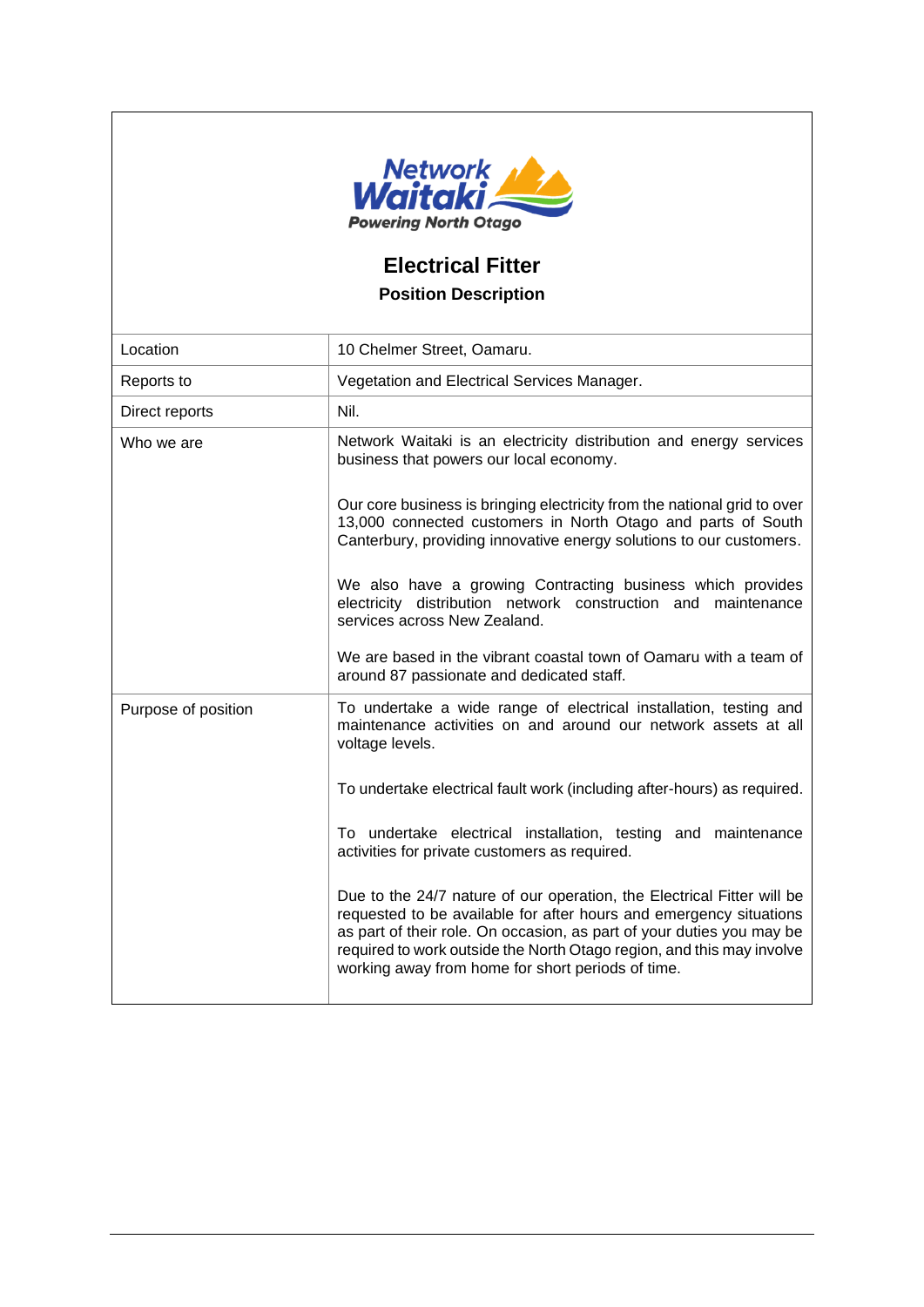Network Waitaki
Powering North Otago

# Electrical Fitter

## Position Description

| | |
|---|---|
| Location | 10 Chelmer Street, Oamaru. |
| Reports to | Vegetation and Electrical Services Manager. |
| Direct reports | Nil. |
| Who we are | Network Waitaki is an electricity distribution and energy services business that powers our local economy.<br><br>Our core business is bringing electricity from the national grid to over 13,000 connected customers in North Otago and parts of South Canterbury, providing innovative energy solutions to our customers.<br><br>We also have a growing Contracting business which provides electricity distribution network construction and maintenance services across New Zealand.<br><br>We are based in the vibrant coastal town of Oamaru with a team of around 87 passionate and dedicated staff. |
| Purpose of position | To undertake a wide range of electrical installation, testing and maintenance activities on and around our network assets at all voltage levels.<br><br>To undertake electrical fault work (including after-hours) as required.<br><br>To undertake electrical installation, testing and maintenance activities for private customers as required.<br><br>Due to the 24/7 nature of our operation, the Electrical Fitter will be requested to be available for after hours and emergency situations as part of their role. On occasion, as part of your duties you may be required to work outside the North Otago region, and this may involve working away from home for short periods of time. |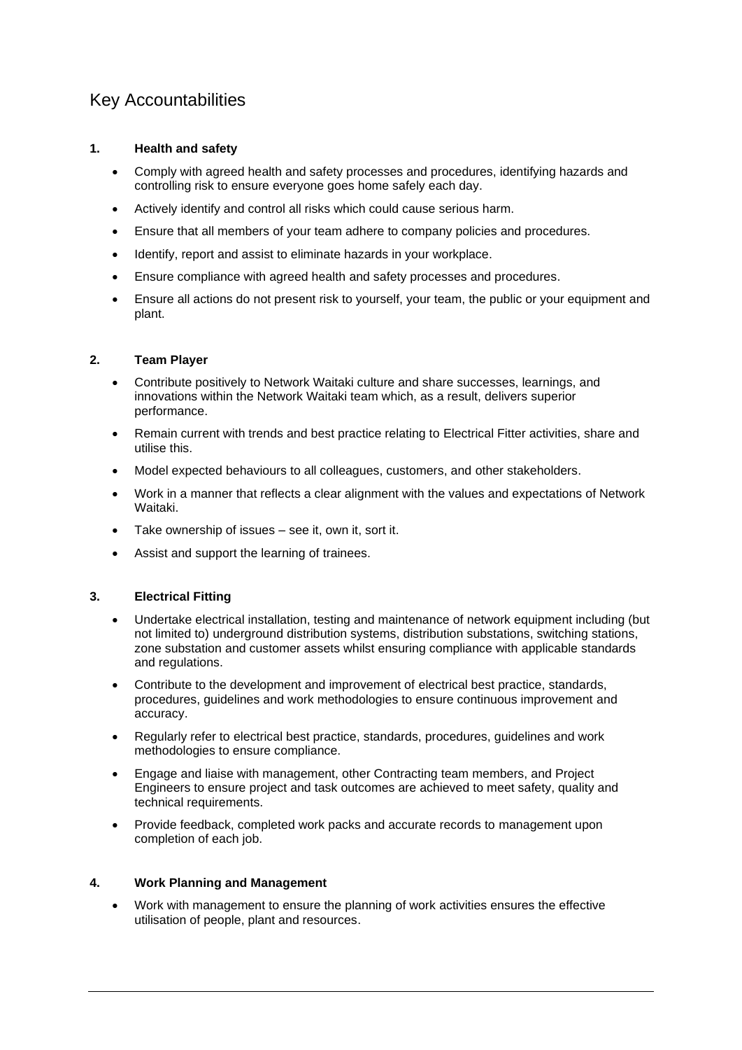# Key Accountabilities

### 1. Health and safety

- Comply with agreed health and safety processes and procedures, identifying hazards and controlling risk to ensure everyone goes home safely each day.
- Actively identify and control all risks which could cause serious harm.
- Ensure that all members of your team adhere to company policies and procedures.
- Identify, report and assist to eliminate hazards in your workplace.
- Ensure compliance with agreed health and safety processes and procedures.
- Ensure all actions do not present risk to yourself, your team, the public or your equipment and plant.

### 2. Team Player

- Contribute positively to Network Waitaki culture and share successes, learnings, and innovations within the Network Waitaki team which, as a result, delivers superior performance.
- Remain current with trends and best practice relating to Electrical Fitter activities, share and utilise this.
- Model expected behaviours to all colleagues, customers, and other stakeholders.
- Work in a manner that reflects a clear alignment with the values and expectations of Network Waitaki.
- Take ownership of issues – see it, own it, sort it.
- Assist and support the learning of trainees.

### 3. Electrical Fitting

- Undertake electrical installation, testing and maintenance of network equipment including (but not limited to) underground distribution systems, distribution substations, switching stations, zone substation and customer assets whilst ensuring compliance with applicable standards and regulations.
- Contribute to the development and improvement of electrical best practice, standards, procedures, guidelines and work methodologies to ensure continuous improvement and accuracy.
- Regularly refer to electrical best practice, standards, procedures, guidelines and work methodologies to ensure compliance.
- Engage and liaise with management, other Contracting team members, and Project Engineers to ensure project and task outcomes are achieved to meet safety, quality and technical requirements.
- Provide feedback, completed work packs and accurate records to management upon completion of each job.

### 4. Work Planning and Management

- Work with management to ensure the planning of work activities ensures the effective utilisation of people, plant and resources.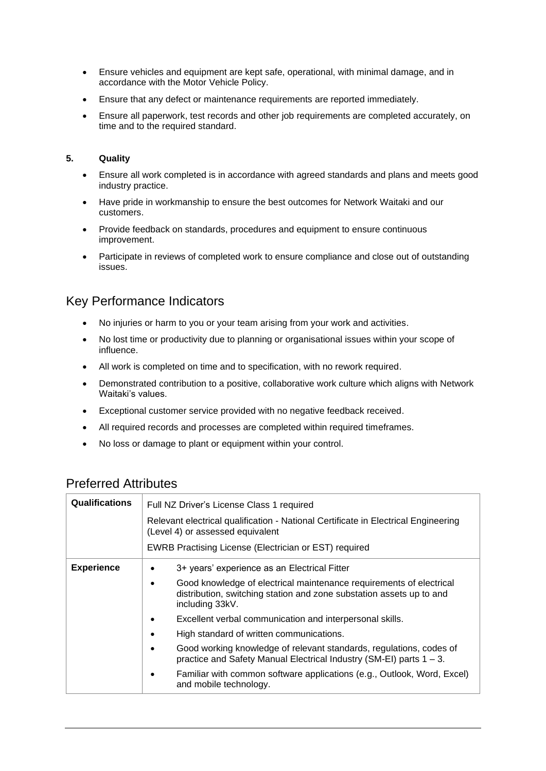- Ensure vehicles and equipment are kept safe, operational, with minimal damage, and in accordance with the Motor Vehicle Policy.
- Ensure that any defect or maintenance requirements are reported immediately.
- Ensure all paperwork, test records and other job requirements are completed accurately, on time and to the required standard.

**5. Quality**

- Ensure all work completed is in accordance with agreed standards and plans and meets good industry practice.
- Have pride in workmanship to ensure the best outcomes for Network Waitaki and our customers.
- Provide feedback on standards, procedures and equipment to ensure continuous improvement.
- Participate in reviews of completed work to ensure compliance and close out of outstanding issues.

## Key Performance Indicators

- No injuries or harm to you or your team arising from your work and activities.
- No lost time or productivity due to planning or organisational issues within your scope of influence.
- All work is completed on time and to specification, with no rework required.
- Demonstrated contribution to a positive, collaborative work culture which aligns with Network Waitaki's values.
- Exceptional customer service provided with no negative feedback received.
- All required records and processes are completed within required timeframes.
- No loss or damage to plant or equipment within your control.

## Preferred Attributes

| **Qualifications** | Full NZ Driver's License Class 1 required<br><br>Relevant electrical qualification - National Certificate in Electrical Engineering (Level 4) or assessed equivalent<br><br>EWRB Practising License (Electrician or EST) required |
|---|---|
| **Experience** | • 3+ years' experience as an Electrical Fitter<br>• Good knowledge of electrical maintenance requirements of electrical distribution, switching station and zone substation assets up to and including 33kV.<br>• Excellent verbal communication and interpersonal skills.<br>• High standard of written communications.<br>• Good working knowledge of relevant standards, regulations, codes of practice and Safety Manual Electrical Industry (SM-EI) parts 1 – 3.<br>• Familiar with common software applications (e.g., Outlook, Word, Excel) and mobile technology. |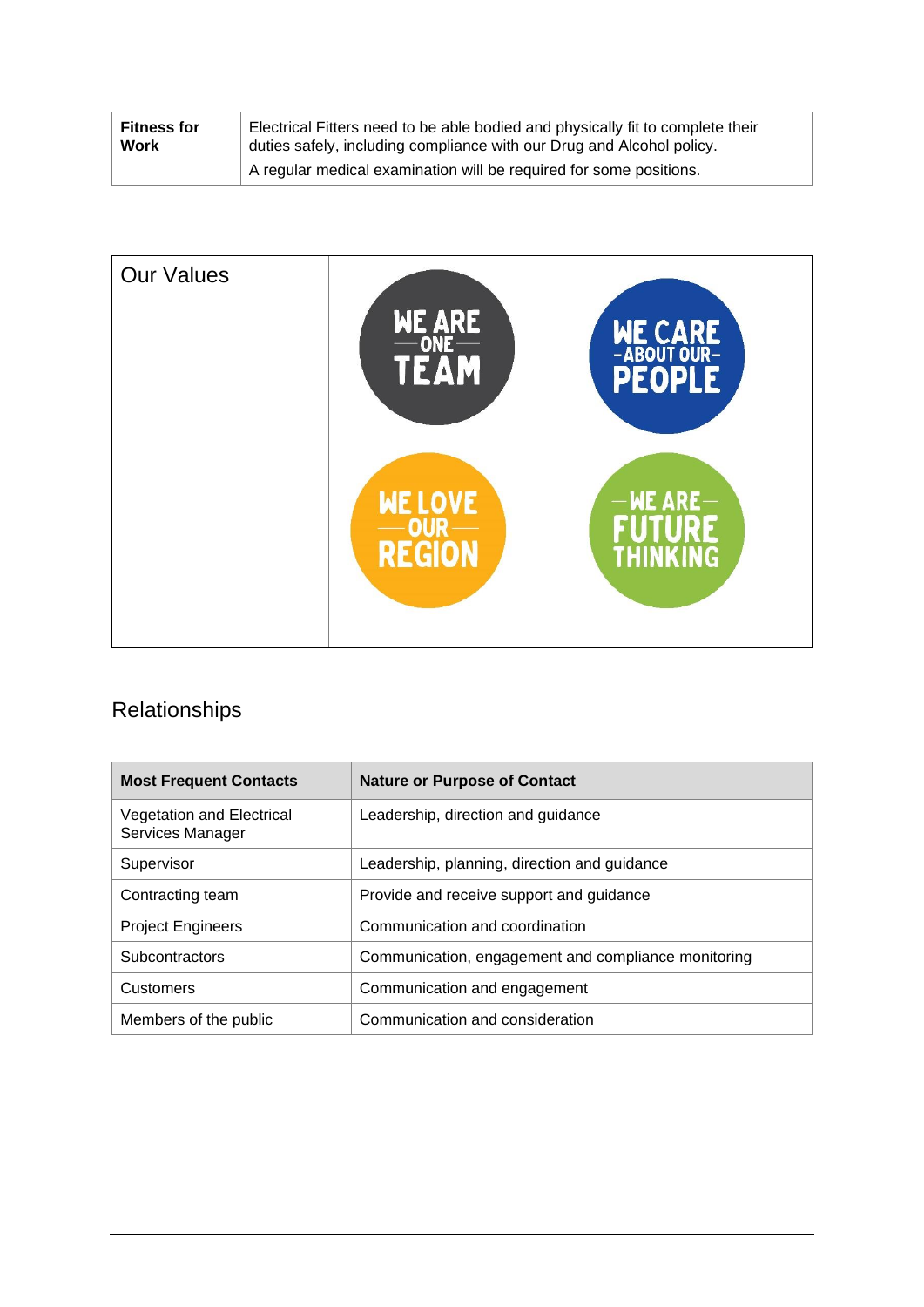| | |
|---|---|
| **Fitness for Work** | Electrical Fitters need to be able bodied and physically fit to complete their duties safely, including compliance with our Drug and Alcohol policy.<br>A regular medical examination will be required for some positions. |

| | |
|---|---|
| Our Values | WE ARE ONE TEAM<br>WE CARE ABOUT OUR PEOPLE<br>WE LOVE OUR REGION<br>WE ARE FUTURE THINKING |

## Relationships

| Most Frequent Contacts | Nature or Purpose of Contact |
|---|---|
| Vegetation and Electrical Services Manager | Leadership, direction and guidance |
| Supervisor | Leadership, planning, direction and guidance |
| Contracting team | Provide and receive support and guidance |
| Project Engineers | Communication and coordination |
| Subcontractors | Communication, engagement and compliance monitoring |
| Customers | Communication and engagement |
| Members of the public | Communication and consideration |